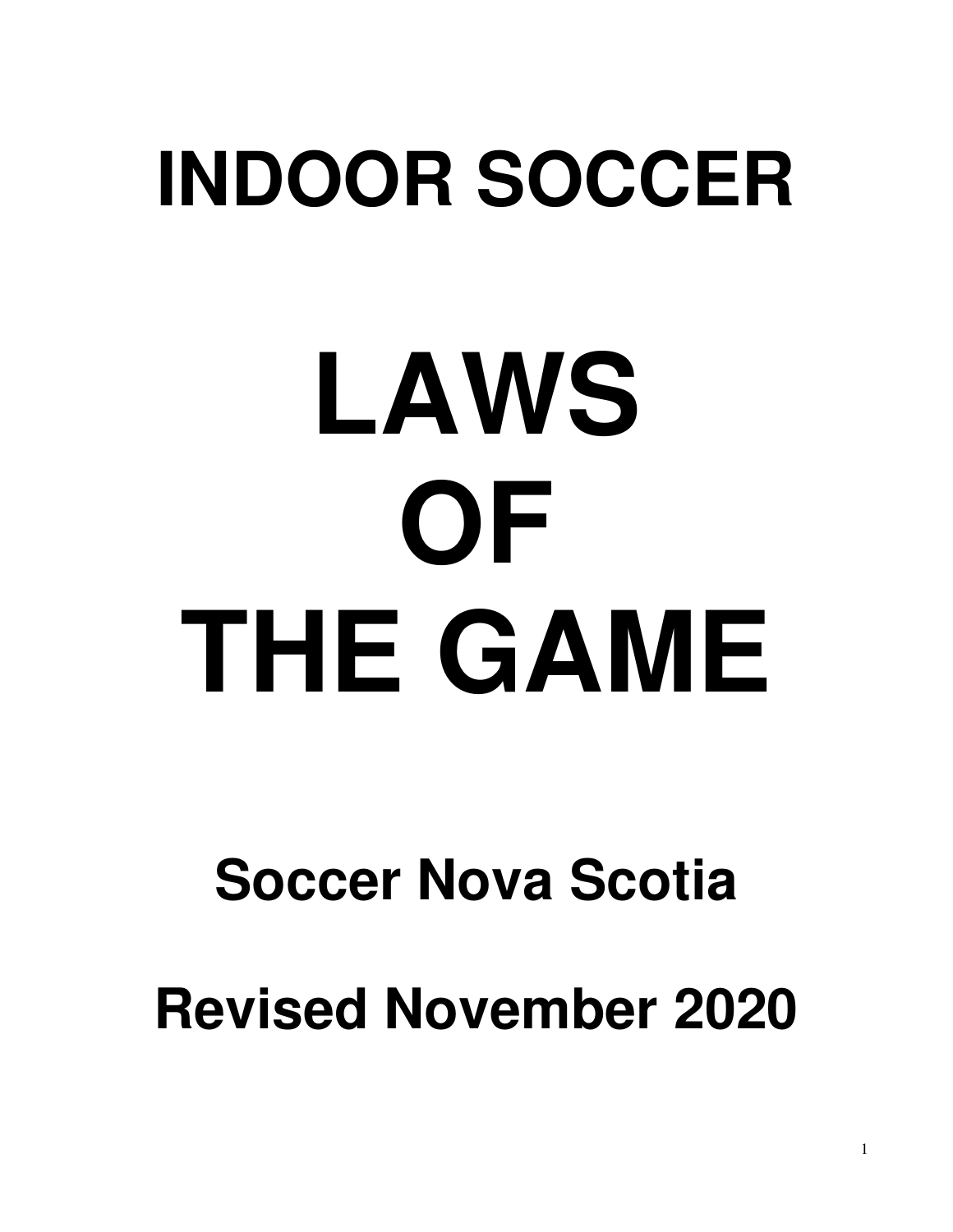# INDOOR SOCCER

# LAWS OF THE GAME

## Soccer Nova Scotia

## Revised November 2020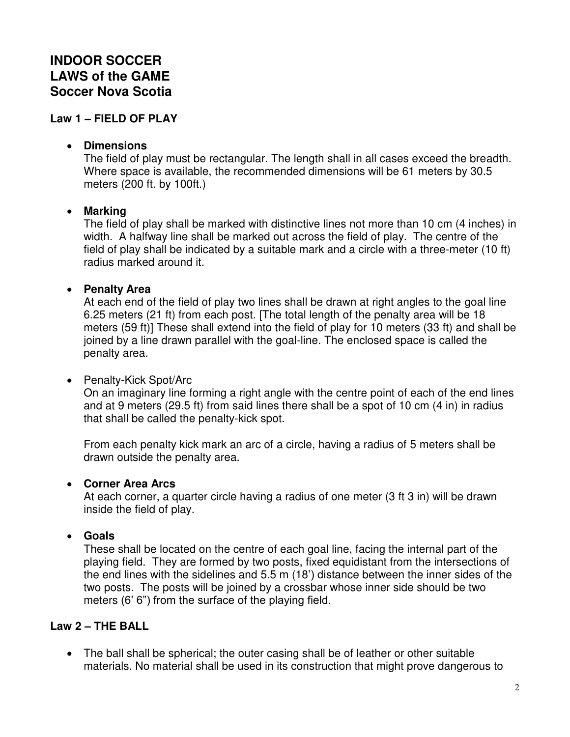# INDOOR SOCCER
# LAWS of the GAME
# Soccer Nova Scotia

## Law 1 – FIELD OF PLAY

- **Dimensions**

  The field of play must be rectangular. The length shall in all cases exceed the breadth. Where space is available, the recommended dimensions will be 61 meters by 30.5 meters (200 ft. by 100ft.)

- **Marking**

  The field of play shall be marked with distinctive lines not more than 10 cm (4 inches) in width. A halfway line shall be marked out across the field of play. The centre of the field of play shall be indicated by a suitable mark and a circle with a three-meter (10 ft) radius marked around it.

- **Penalty Area**

  At each end of the field of play two lines shall be drawn at right angles to the goal line 6.25 meters (21 ft) from each post. [The total length of the penalty area will be 18 meters (59 ft)] These shall extend into the field of play for 10 meters (33 ft) and shall be joined by a line drawn parallel with the goal-line. The enclosed space is called the penalty area.

- Penalty-Kick Spot/Arc

  On an imaginary line forming a right angle with the centre point of each of the end lines and at 9 meters (29.5 ft) from said lines there shall be a spot of 10 cm (4 in) in radius that shall be called the penalty-kick spot.

  From each penalty kick mark an arc of a circle, having a radius of 5 meters shall be drawn outside the penalty area.

- **Corner Area Arcs**

  At each corner, a quarter circle having a radius of one meter (3 ft 3 in) will be drawn inside the field of play.

- **Goals**

  These shall be located on the centre of each goal line, facing the internal part of the playing field. They are formed by two posts, fixed equidistant from the intersections of the end lines with the sidelines and 5.5 m (18') distance between the inner sides of the two posts. The posts will be joined by a crossbar whose inner side should be two meters (6' 6") from the surface of the playing field.

## Law 2 – THE BALL

- The ball shall be spherical; the outer casing shall be of leather or other suitable materials. No material shall be used in its construction that might prove dangerous to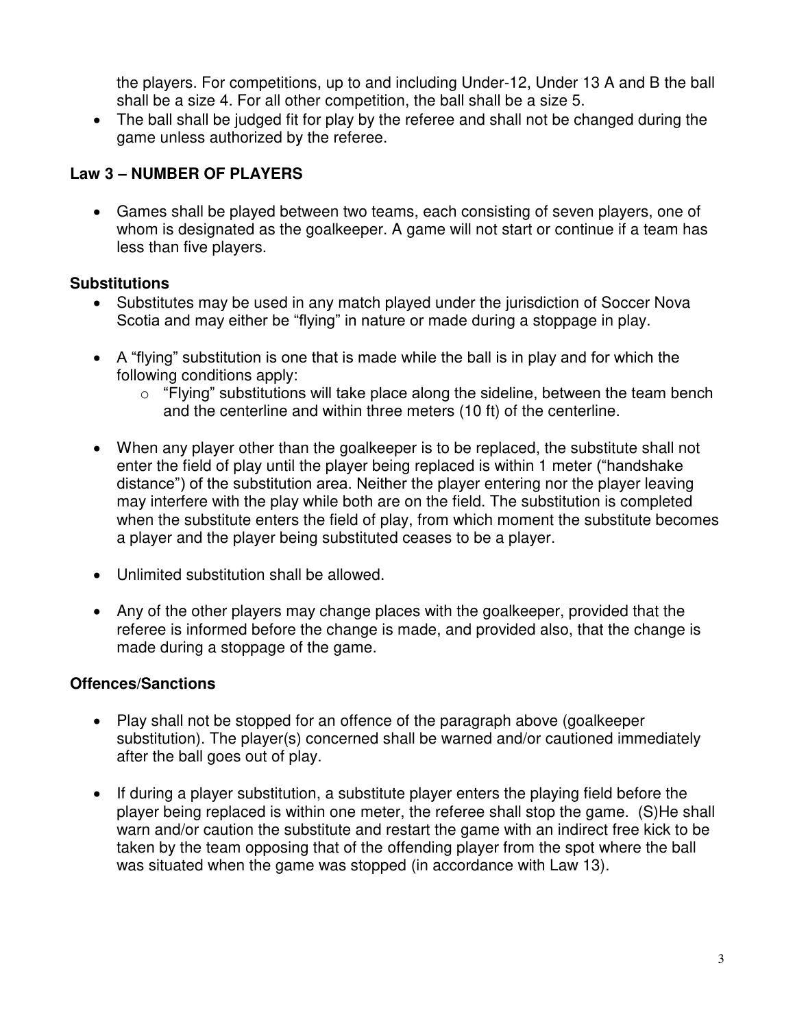the players. For competitions, up to and including Under-12, Under 13 A and B the ball shall be a size 4. For all other competition, the ball shall be a size 5.

- The ball shall be judged fit for play by the referee and shall not be changed during the game unless authorized by the referee.

## Law 3 – NUMBER OF PLAYERS

- Games shall be played between two teams, each consisting of seven players, one of whom is designated as the goalkeeper. A game will not start or continue if a team has less than five players.

### Substitutions

- Substitutes may be used in any match played under the jurisdiction of Soccer Nova Scotia and may either be "flying" in nature or made during a stoppage in play.

- A "flying" substitution is one that is made while the ball is in play and for which the following conditions apply:
  - "Flying" substitutions will take place along the sideline, between the team bench and the centerline and within three meters (10 ft) of the centerline.

- When any player other than the goalkeeper is to be replaced, the substitute shall not enter the field of play until the player being replaced is within 1 meter ("handshake distance") of the substitution area. Neither the player entering nor the player leaving may interfere with the play while both are on the field. The substitution is completed when the substitute enters the field of play, from which moment the substitute becomes a player and the player being substituted ceases to be a player.

- Unlimited substitution shall be allowed.

- Any of the other players may change places with the goalkeeper, provided that the referee is informed before the change is made, and provided also, that the change is made during a stoppage of the game.

### Offences/Sanctions

- Play shall not be stopped for an offence of the paragraph above (goalkeeper substitution). The player(s) concerned shall be warned and/or cautioned immediately after the ball goes out of play.

- If during a player substitution, a substitute player enters the playing field before the player being replaced is within one meter, the referee shall stop the game. (S)He shall warn and/or caution the substitute and restart the game with an indirect free kick to be taken by the team opposing that of the offending player from the spot where the ball was situated when the game was stopped (in accordance with Law 13).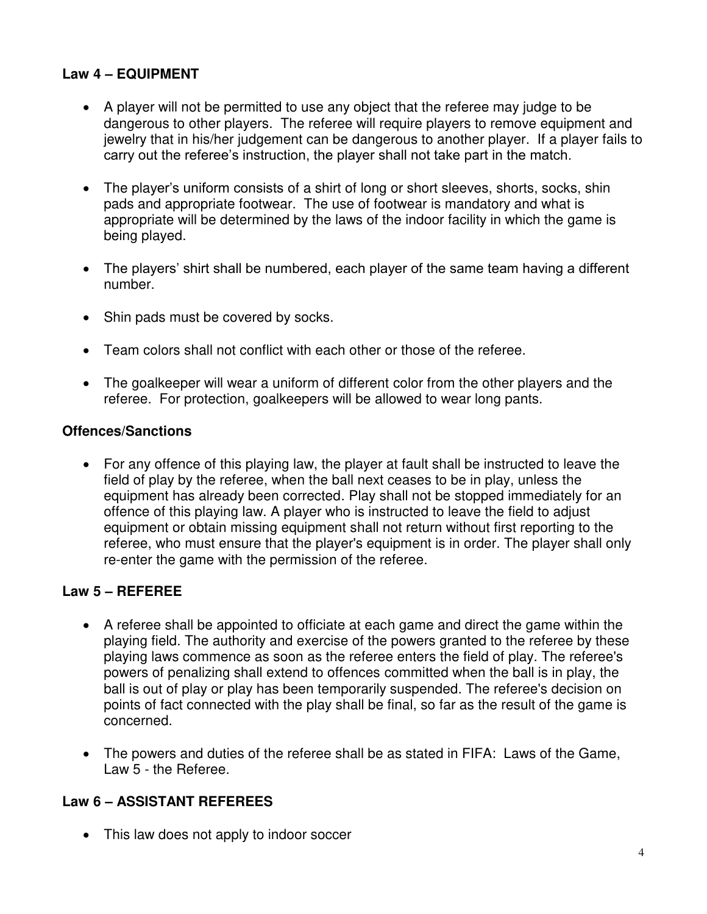## Law 4 – EQUIPMENT

- A player will not be permitted to use any object that the referee may judge to be dangerous to other players. The referee will require players to remove equipment and jewelry that in his/her judgement can be dangerous to another player. If a player fails to carry out the referee's instruction, the player shall not take part in the match.

- The player's uniform consists of a shirt of long or short sleeves, shorts, socks, shin pads and appropriate footwear. The use of footwear is mandatory and what is appropriate will be determined by the laws of the indoor facility in which the game is being played.

- The players' shirt shall be numbered, each player of the same team having a different number.

- Shin pads must be covered by socks.

- Team colors shall not conflict with each other or those of the referee.

- The goalkeeper will wear a uniform of different color from the other players and the referee. For protection, goalkeepers will be allowed to wear long pants.

### Offences/Sanctions

- For any offence of this playing law, the player at fault shall be instructed to leave the field of play by the referee, when the ball next ceases to be in play, unless the equipment has already been corrected. Play shall not be stopped immediately for an offence of this playing law. A player who is instructed to leave the field to adjust equipment or obtain missing equipment shall not return without first reporting to the referee, who must ensure that the player's equipment is in order. The player shall only re-enter the game with the permission of the referee.

## Law 5 – REFEREE

- A referee shall be appointed to officiate at each game and direct the game within the playing field. The authority and exercise of the powers granted to the referee by these playing laws commence as soon as the referee enters the field of play. The referee's powers of penalizing shall extend to offences committed when the ball is in play, the ball is out of play or play has been temporarily suspended. The referee's decision on points of fact connected with the play shall be final, so far as the result of the game is concerned.

- The powers and duties of the referee shall be as stated in FIFA: Laws of the Game, Law 5 - the Referee.

## Law 6 – ASSISTANT REFEREES

- This law does not apply to indoor soccer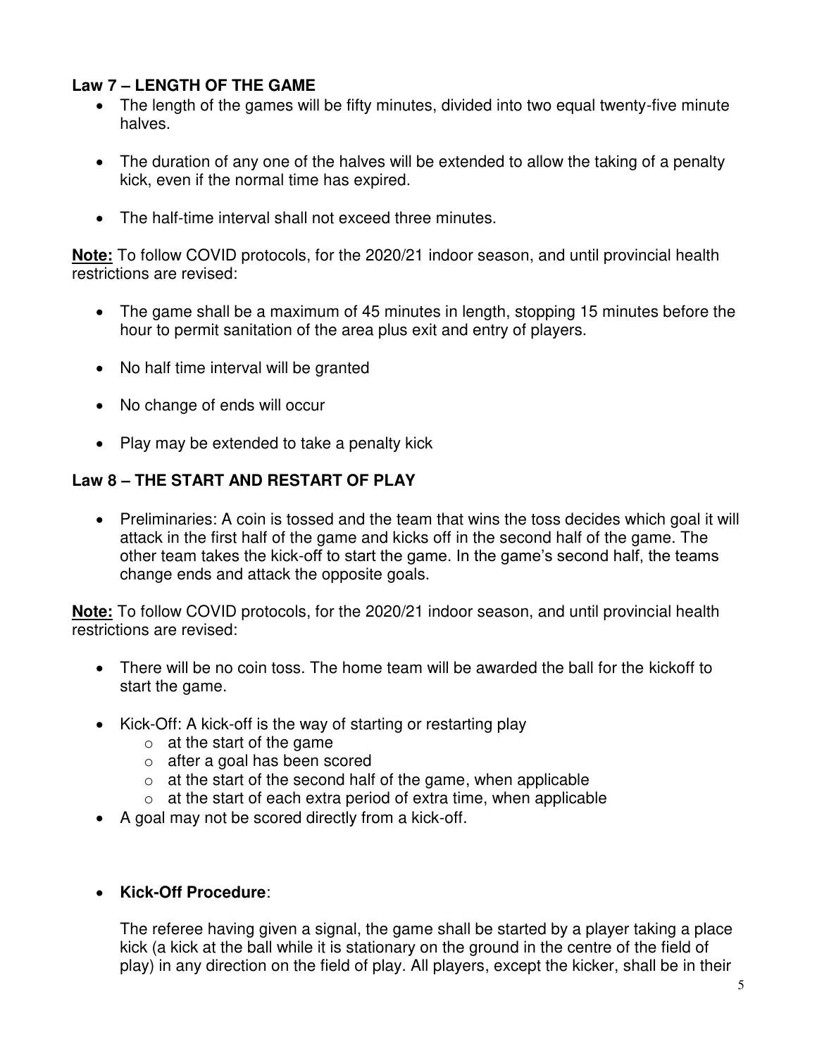### Law 7 – LENGTH OF THE GAME

- The length of the games will be fifty minutes, divided into two equal twenty-five minute halves.
- The duration of any one of the halves will be extended to allow the taking of a penalty kick, even if the normal time has expired.
- The half-time interval shall not exceed three minutes.

**Note:** To follow COVID protocols, for the 2020/21 indoor season, and until provincial health restrictions are revised:

- The game shall be a maximum of 45 minutes in length, stopping 15 minutes before the hour to permit sanitation of the area plus exit and entry of players.
- No half time interval will be granted
- No change of ends will occur
- Play may be extended to take a penalty kick

### Law 8 – THE START AND RESTART OF PLAY

- Preliminaries: A coin is tossed and the team that wins the toss decides which goal it will attack in the first half of the game and kicks off in the second half of the game. The other team takes the kick-off to start the game. In the game's second half, the teams change ends and attack the opposite goals.

**Note:** To follow COVID protocols, for the 2020/21 indoor season, and until provincial health restrictions are revised:

- There will be no coin toss. The home team will be awarded the ball for the kickoff to start the game.
- Kick-Off: A kick-off is the way of starting or restarting play
  - at the start of the game
  - after a goal has been scored
  - at the start of the second half of the game, when applicable
  - at the start of each extra period of extra time, when applicable
- A goal may not be scored directly from a kick-off.

- **Kick-Off Procedure**:

  The referee having given a signal, the game shall be started by a player taking a place kick (a kick at the ball while it is stationary on the ground in the centre of the field of play) in any direction on the field of play. All players, except the kicker, shall be in their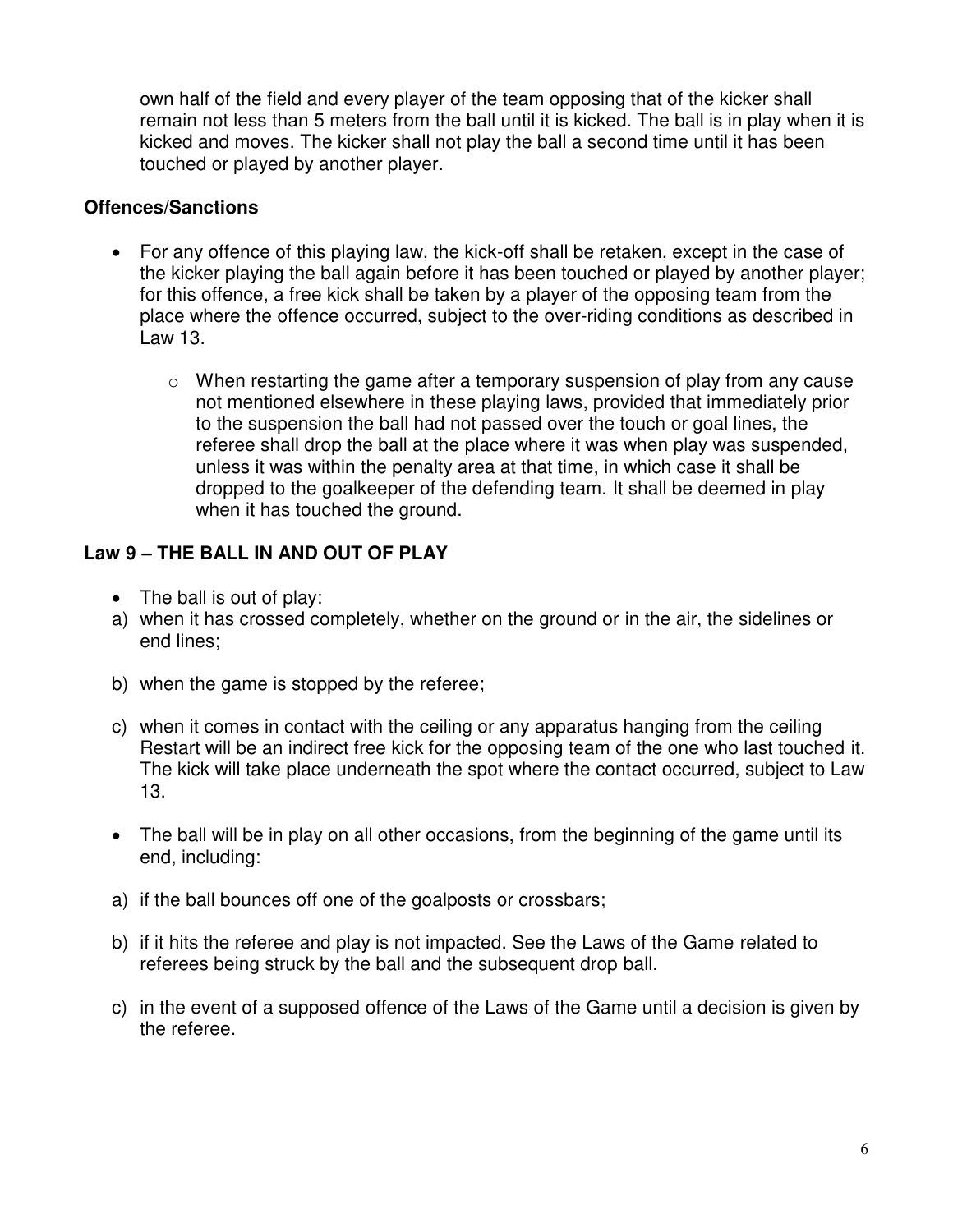own half of the field and every player of the team opposing that of the kicker shall remain not less than 5 meters from the ball until it is kicked. The ball is in play when it is kicked and moves. The kicker shall not play the ball a second time until it has been touched or played by another player.

**Offences/Sanctions**

- For any offence of this playing law, the kick-off shall be retaken, except in the case of the kicker playing the ball again before it has been touched or played by another player; for this offence, a free kick shall be taken by a player of the opposing team from the place where the offence occurred, subject to the over-riding conditions as described in Law 13.
  - When restarting the game after a temporary suspension of play from any cause not mentioned elsewhere in these playing laws, provided that immediately prior to the suspension the ball had not passed over the touch or goal lines, the referee shall drop the ball at the place where it was when play was suspended, unless it was within the penalty area at that time, in which case it shall be dropped to the goalkeeper of the defending team. It shall be deemed in play when it has touched the ground.

**Law 9 – THE BALL IN AND OUT OF PLAY**

- The ball is out of play:

a) when it has crossed completely, whether on the ground or in the air, the sidelines or end lines;

b) when the game is stopped by the referee;

c) when it comes in contact with the ceiling or any apparatus hanging from the ceiling Restart will be an indirect free kick for the opposing team of the one who last touched it. The kick will take place underneath the spot where the contact occurred, subject to Law 13.

- The ball will be in play on all other occasions, from the beginning of the game until its end, including:

a) if the ball bounces off one of the goalposts or crossbars;

b) if it hits the referee and play is not impacted. See the Laws of the Game related to referees being struck by the ball and the subsequent drop ball.

c) in the event of a supposed offence of the Laws of the Game until a decision is given by the referee.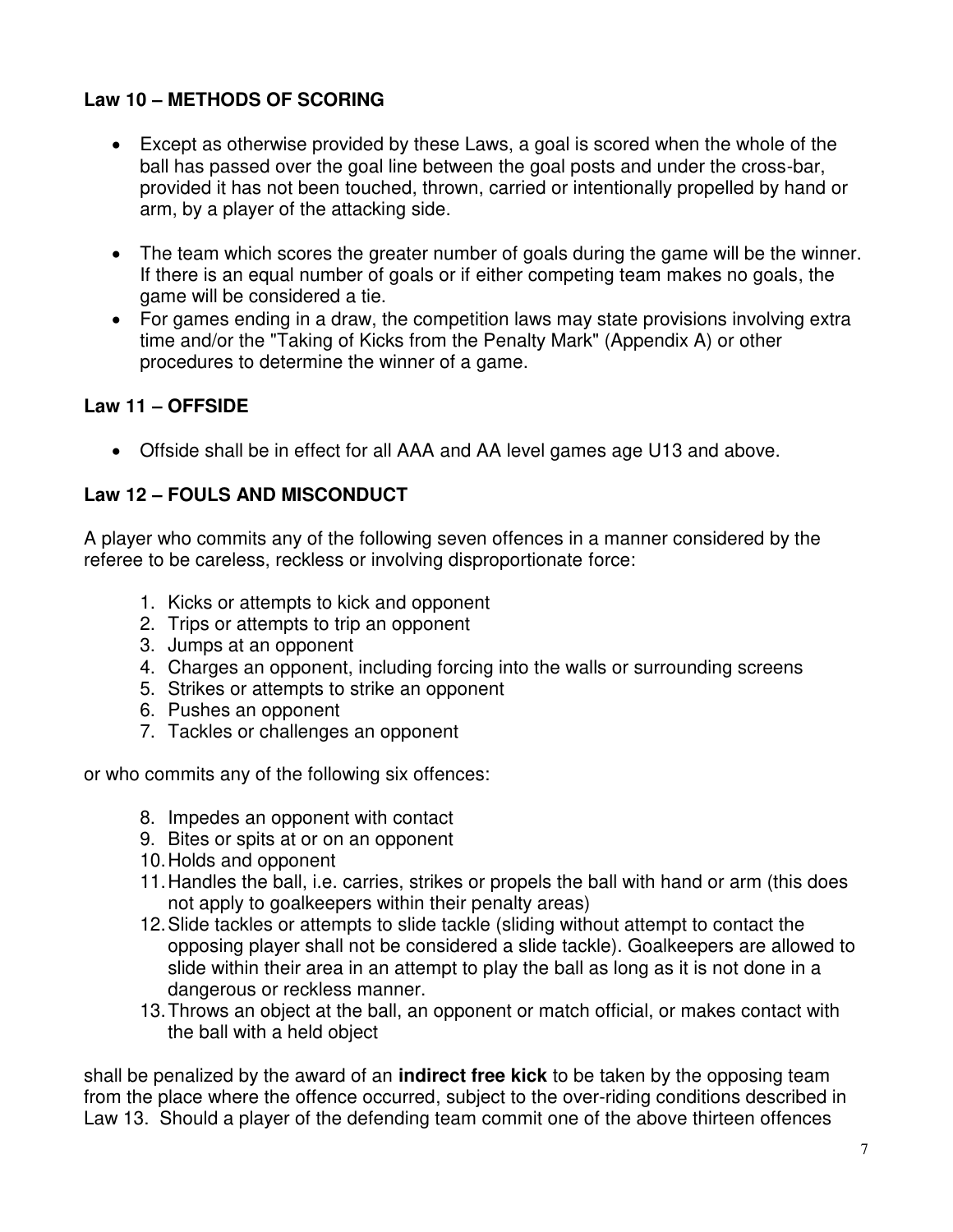**Law 10 – METHODS OF SCORING**

- Except as otherwise provided by these Laws, a goal is scored when the whole of the ball has passed over the goal line between the goal posts and under the cross-bar, provided it has not been touched, thrown, carried or intentionally propelled by hand or arm, by a player of the attacking side.

- The team which scores the greater number of goals during the game will be the winner. If there is an equal number of goals or if either competing team makes no goals, the game will be considered a tie.
- For games ending in a draw, the competition laws may state provisions involving extra time and/or the "Taking of Kicks from the Penalty Mark" (Appendix A) or other procedures to determine the winner of a game.

**Law 11 – OFFSIDE**

- Offside shall be in effect for all AAA and AA level games age U13 and above.

**Law 12 – FOULS AND MISCONDUCT**

A player who commits any of the following seven offences in a manner considered by the referee to be careless, reckless or involving disproportionate force:

1. Kicks or attempts to kick and opponent
2. Trips or attempts to trip an opponent
3. Jumps at an opponent
4. Charges an opponent, including forcing into the walls or surrounding screens
5. Strikes or attempts to strike an opponent
6. Pushes an opponent
7. Tackles or challenges an opponent

or who commits any of the following six offences:

8. Impedes an opponent with contact
9. Bites or spits at or on an opponent
10. Holds and opponent
11. Handles the ball, i.e. carries, strikes or propels the ball with hand or arm (this does not apply to goalkeepers within their penalty areas)
12. Slide tackles or attempts to slide tackle (sliding without attempt to contact the opposing player shall not be considered a slide tackle). Goalkeepers are allowed to slide within their area in an attempt to play the ball as long as it is not done in a dangerous or reckless manner.
13. Throws an object at the ball, an opponent or match official, or makes contact with the ball with a held object

shall be penalized by the award of an **indirect free kick** to be taken by the opposing team from the place where the offence occurred, subject to the over-riding conditions described in Law 13. Should a player of the defending team commit one of the above thirteen offences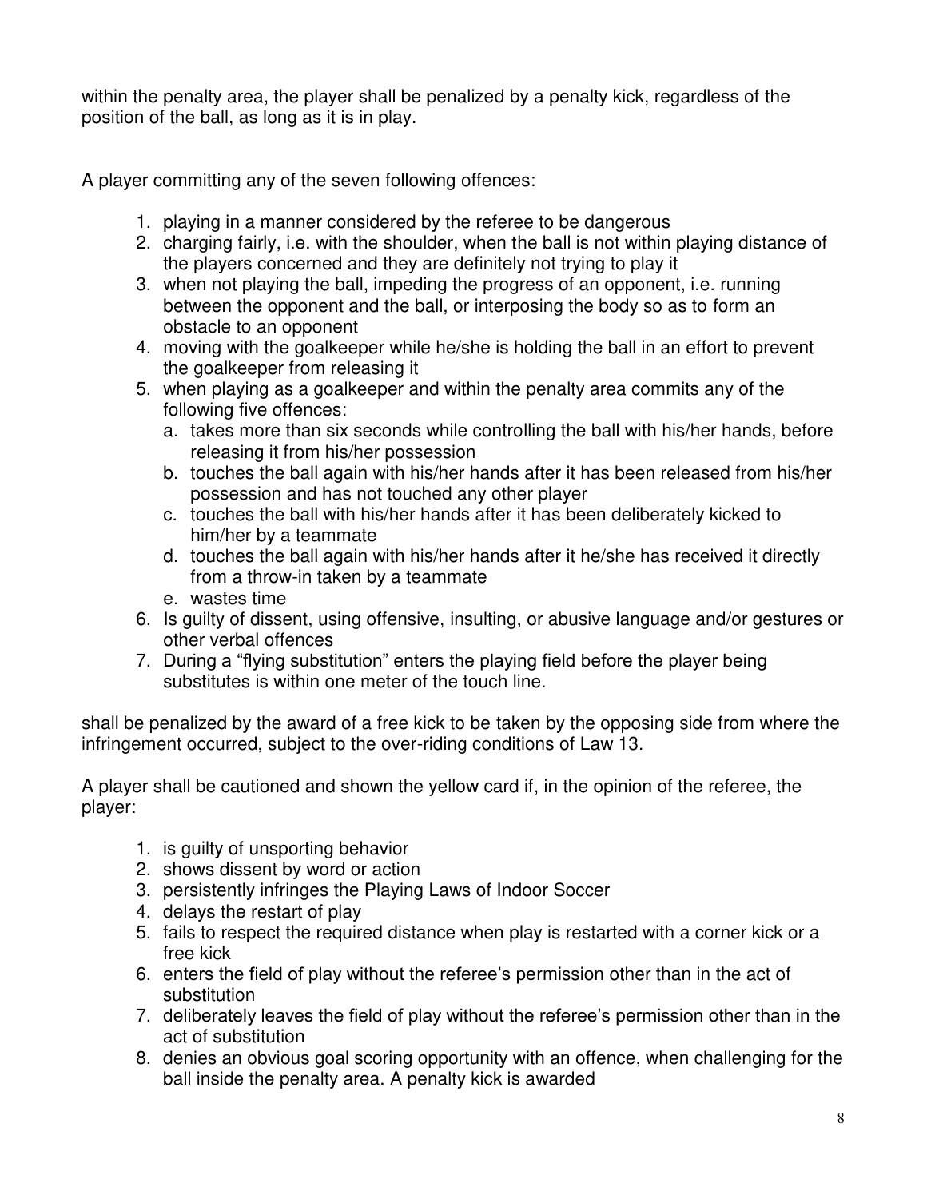within the penalty area, the player shall be penalized by a penalty kick, regardless of the position of the ball, as long as it is in play.

A player committing any of the seven following offences:

1. playing in a manner considered by the referee to be dangerous
2. charging fairly, i.e. with the shoulder, when the ball is not within playing distance of the players concerned and they are definitely not trying to play it
3. when not playing the ball, impeding the progress of an opponent, i.e. running between the opponent and the ball, or interposing the body so as to form an obstacle to an opponent
4. moving with the goalkeeper while he/she is holding the ball in an effort to prevent the goalkeeper from releasing it
5. when playing as a goalkeeper and within the penalty area commits any of the following five offences:
   a. takes more than six seconds while controlling the ball with his/her hands, before releasing it from his/her possession
   b. touches the ball again with his/her hands after it has been released from his/her possession and has not touched any other player
   c. touches the ball with his/her hands after it has been deliberately kicked to him/her by a teammate
   d. touches the ball again with his/her hands after it he/she has received it directly from a throw-in taken by a teammate
   e. wastes time
6. Is guilty of dissent, using offensive, insulting, or abusive language and/or gestures or other verbal offences
7. During a “flying substitution” enters the playing field before the player being substitutes is within one meter of the touch line.

shall be penalized by the award of a free kick to be taken by the opposing side from where the infringement occurred, subject to the over-riding conditions of Law 13.

A player shall be cautioned and shown the yellow card if, in the opinion of the referee, the player:

1. is guilty of unsporting behavior
2. shows dissent by word or action
3. persistently infringes the Playing Laws of Indoor Soccer
4. delays the restart of play
5. fails to respect the required distance when play is restarted with a corner kick or a free kick
6. enters the field of play without the referee’s permission other than in the act of substitution
7. deliberately leaves the field of play without the referee’s permission other than in the act of substitution
8. denies an obvious goal scoring opportunity with an offence, when challenging for the ball inside the penalty area. A penalty kick is awarded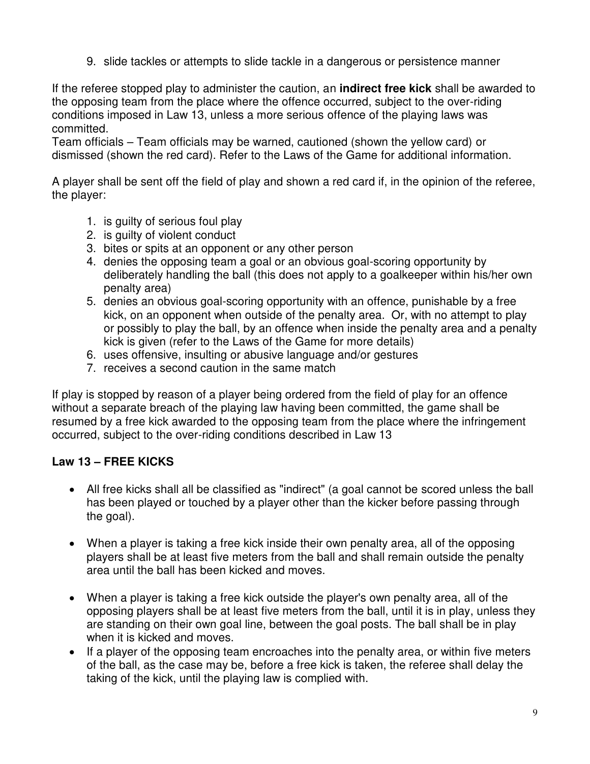9. slide tackles or attempts to slide tackle in a dangerous or persistence manner

If the referee stopped play to administer the caution, an **indirect free kick** shall be awarded to the opposing team from the place where the offence occurred, subject to the over-riding conditions imposed in Law 13, unless a more serious offence of the playing laws was committed.
Team officials – Team officials may be warned, cautioned (shown the yellow card) or dismissed (shown the red card). Refer to the Laws of the Game for additional information.

A player shall be sent off the field of play and shown a red card if, in the opinion of the referee, the player:

1. is guilty of serious foul play
2. is guilty of violent conduct
3. bites or spits at an opponent or any other person
4. denies the opposing team a goal or an obvious goal-scoring opportunity by deliberately handling the ball (this does not apply to a goalkeeper within his/her own penalty area)
5. denies an obvious goal-scoring opportunity with an offence, punishable by a free kick, on an opponent when outside of the penalty area. Or, with no attempt to play or possibly to play the ball, by an offence when inside the penalty area and a penalty kick is given (refer to the Laws of the Game for more details)
6. uses offensive, insulting or abusive language and/or gestures
7. receives a second caution in the same match

If play is stopped by reason of a player being ordered from the field of play for an offence without a separate breach of the playing law having been committed, the game shall be resumed by a free kick awarded to the opposing team from the place where the infringement occurred, subject to the over-riding conditions described in Law 13

## Law 13 – FREE KICKS

- All free kicks shall all be classified as "indirect" (a goal cannot be scored unless the ball has been played or touched by a player other than the kicker before passing through the goal).

- When a player is taking a free kick inside their own penalty area, all of the opposing players shall be at least five meters from the ball and shall remain outside the penalty area until the ball has been kicked and moves.

- When a player is taking a free kick outside the player's own penalty area, all of the opposing players shall be at least five meters from the ball, until it is in play, unless they are standing on their own goal line, between the goal posts. The ball shall be in play when it is kicked and moves.
- If a player of the opposing team encroaches into the penalty area, or within five meters of the ball, as the case may be, before a free kick is taken, the referee shall delay the taking of the kick, until the playing law is complied with.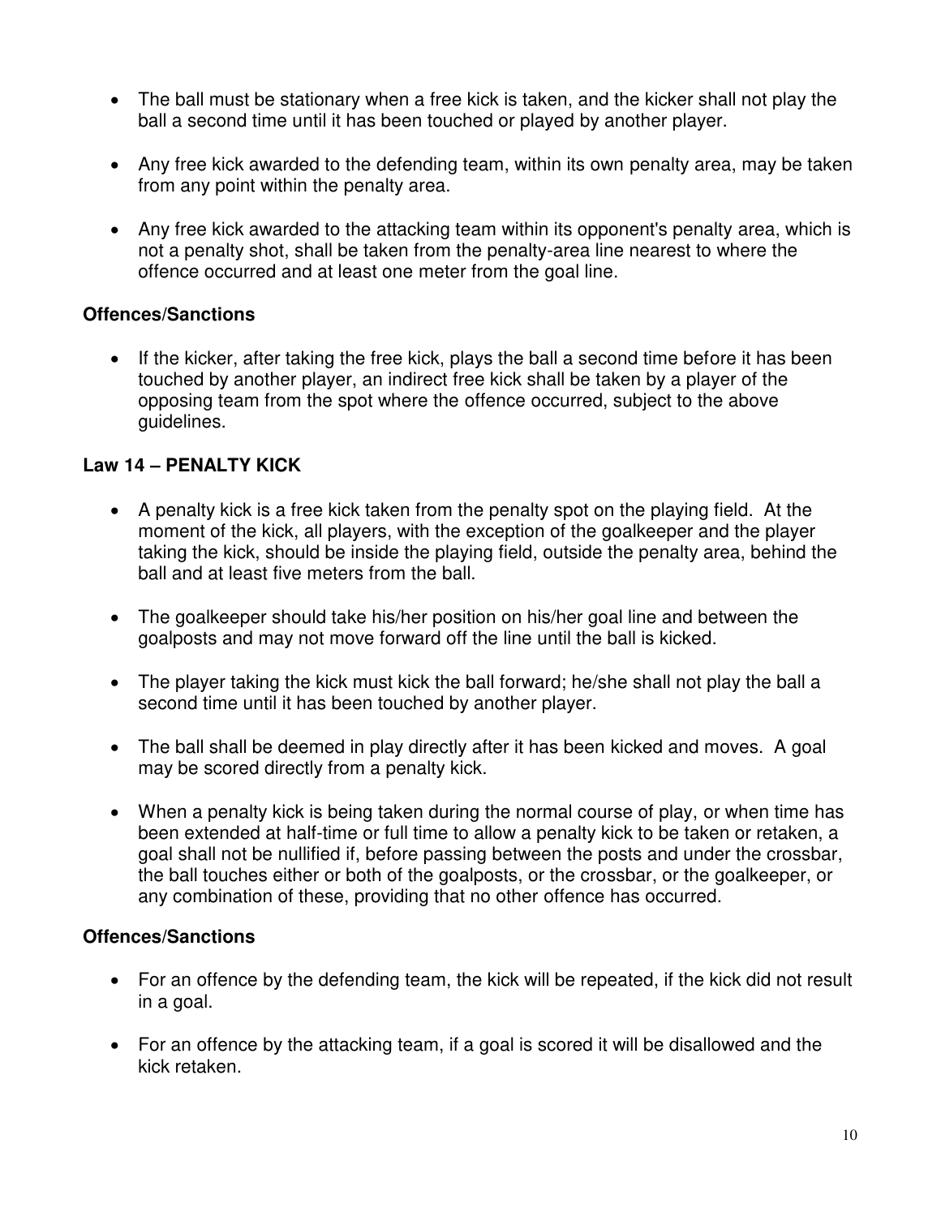- The ball must be stationary when a free kick is taken, and the kicker shall not play the ball a second time until it has been touched or played by another player.

- Any free kick awarded to the defending team, within its own penalty area, may be taken from any point within the penalty area.

- Any free kick awarded to the attacking team within its opponent's penalty area, which is not a penalty shot, shall be taken from the penalty-area line nearest to where the offence occurred and at least one meter from the goal line.

**Offences/Sanctions**

- If the kicker, after taking the free kick, plays the ball a second time before it has been touched by another player, an indirect free kick shall be taken by a player of the opposing team from the spot where the offence occurred, subject to the above guidelines.

## Law 14 – PENALTY KICK

- A penalty kick is a free kick taken from the penalty spot on the playing field. At the moment of the kick, all players, with the exception of the goalkeeper and the player taking the kick, should be inside the playing field, outside the penalty area, behind the ball and at least five meters from the ball.

- The goalkeeper should take his/her position on his/her goal line and between the goalposts and may not move forward off the line until the ball is kicked.

- The player taking the kick must kick the ball forward; he/she shall not play the ball a second time until it has been touched by another player.

- The ball shall be deemed in play directly after it has been kicked and moves. A goal may be scored directly from a penalty kick.

- When a penalty kick is being taken during the normal course of play, or when time has been extended at half-time or full time to allow a penalty kick to be taken or retaken, a goal shall not be nullified if, before passing between the posts and under the crossbar, the ball touches either or both of the goalposts, or the crossbar, or the goalkeeper, or any combination of these, providing that no other offence has occurred.

**Offences/Sanctions**

- For an offence by the defending team, the kick will be repeated, if the kick did not result in a goal.

- For an offence by the attacking team, if a goal is scored it will be disallowed and the kick retaken.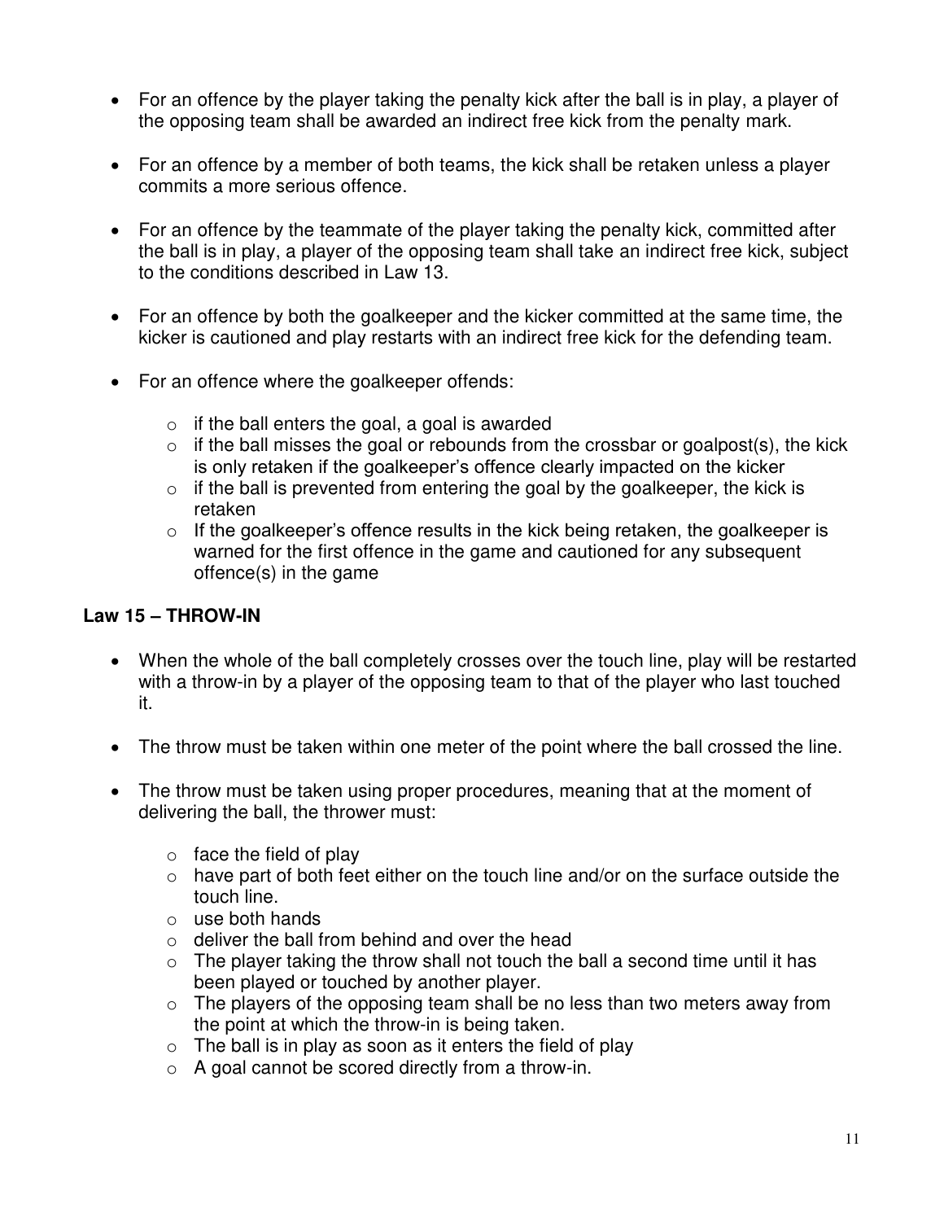- For an offence by the player taking the penalty kick after the ball is in play, a player of the opposing team shall be awarded an indirect free kick from the penalty mark.

- For an offence by a member of both teams, the kick shall be retaken unless a player commits a more serious offence.

- For an offence by the teammate of the player taking the penalty kick, committed after the ball is in play, a player of the opposing team shall take an indirect free kick, subject to the conditions described in Law 13.

- For an offence by both the goalkeeper and the kicker committed at the same time, the kicker is cautioned and play restarts with an indirect free kick for the defending team.

- For an offence where the goalkeeper offends:
  - if the ball enters the goal, a goal is awarded
  - if the ball misses the goal or rebounds from the crossbar or goalpost(s), the kick is only retaken if the goalkeeper's offence clearly impacted on the kicker
  - if the ball is prevented from entering the goal by the goalkeeper, the kick is retaken
  - If the goalkeeper's offence results in the kick being retaken, the goalkeeper is warned for the first offence in the game and cautioned for any subsequent offence(s) in the game

**Law 15 – THROW-IN**

- When the whole of the ball completely crosses over the touch line, play will be restarted with a throw-in by a player of the opposing team to that of the player who last touched it.

- The throw must be taken within one meter of the point where the ball crossed the line.

- The throw must be taken using proper procedures, meaning that at the moment of delivering the ball, the thrower must:
  - face the field of play
  - have part of both feet either on the touch line and/or on the surface outside the touch line.
  - use both hands
  - deliver the ball from behind and over the head
  - The player taking the throw shall not touch the ball a second time until it has been played or touched by another player.
  - The players of the opposing team shall be no less than two meters away from the point at which the throw-in is being taken.
  - The ball is in play as soon as it enters the field of play
  - A goal cannot be scored directly from a throw-in.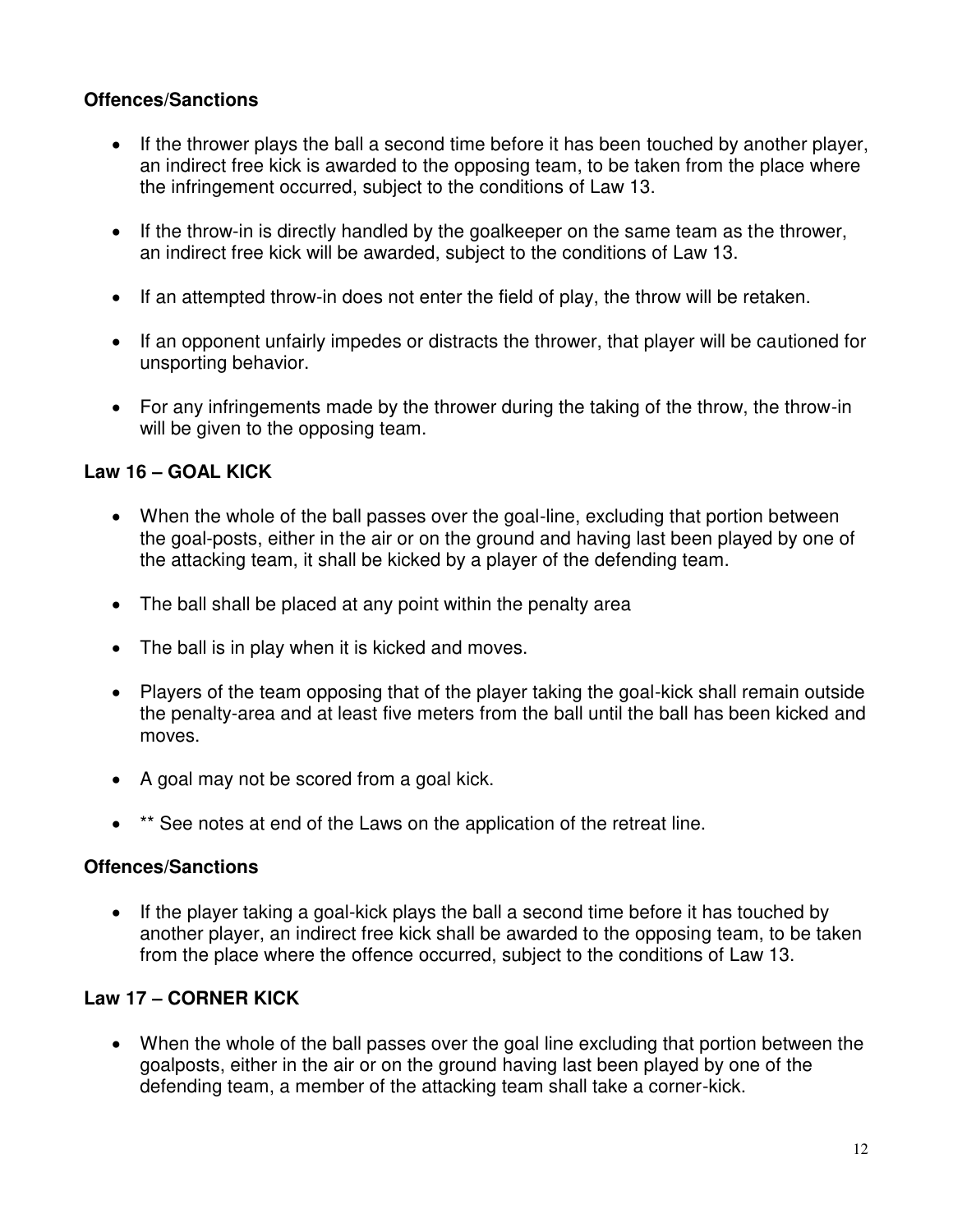**Offences/Sanctions**

- If the thrower plays the ball a second time before it has been touched by another player, an indirect free kick is awarded to the opposing team, to be taken from the place where the infringement occurred, subject to the conditions of Law 13.
- If the throw-in is directly handled by the goalkeeper on the same team as the thrower, an indirect free kick will be awarded, subject to the conditions of Law 13.
- If an attempted throw-in does not enter the field of play, the throw will be retaken.
- If an opponent unfairly impedes or distracts the thrower, that player will be cautioned for unsporting behavior.
- For any infringements made by the thrower during the taking of the throw, the throw-in will be given to the opposing team.

**Law 16 – GOAL KICK**

- When the whole of the ball passes over the goal-line, excluding that portion between the goal-posts, either in the air or on the ground and having last been played by one of the attacking team, it shall be kicked by a player of the defending team.
- The ball shall be placed at any point within the penalty area
- The ball is in play when it is kicked and moves.
- Players of the team opposing that of the player taking the goal-kick shall remain outside the penalty-area and at least five meters from the ball until the ball has been kicked and moves.
- A goal may not be scored from a goal kick.
- ** See notes at end of the Laws on the application of the retreat line.

**Offences/Sanctions**

- If the player taking a goal-kick plays the ball a second time before it has touched by another player, an indirect free kick shall be awarded to the opposing team, to be taken from the place where the offence occurred, subject to the conditions of Law 13.

**Law 17 – CORNER KICK**

- When the whole of the ball passes over the goal line excluding that portion between the goalposts, either in the air or on the ground having last been played by one of the defending team, a member of the attacking team shall take a corner-kick.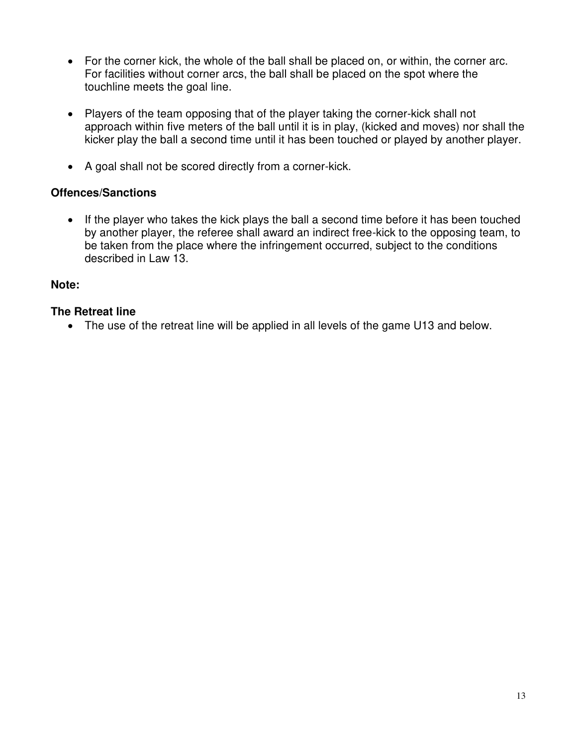- For the corner kick, the whole of the ball shall be placed on, or within, the corner arc. For facilities without corner arcs, the ball shall be placed on the spot where the touchline meets the goal line.

- Players of the team opposing that of the player taking the corner-kick shall not approach within five meters of the ball until it is in play, (kicked and moves) nor shall the kicker play the ball a second time until it has been touched or played by another player.

- A goal shall not be scored directly from a corner-kick.

**Offences/Sanctions**

- If the player who takes the kick plays the ball a second time before it has been touched by another player, the referee shall award an indirect free-kick to the opposing team, to be taken from the place where the infringement occurred, subject to the conditions described in Law 13.

**Note:**

**The Retreat line**

- The use of the retreat line will be applied in all levels of the game U13 and below.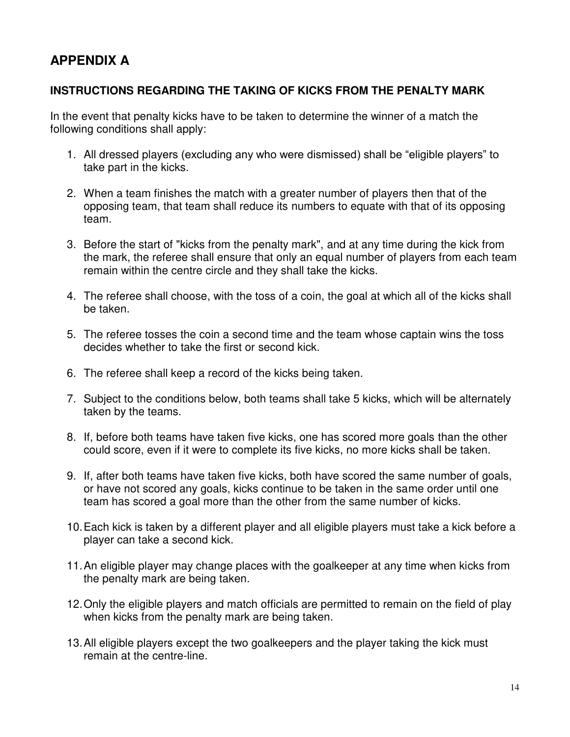## APPENDIX A

### INSTRUCTIONS REGARDING THE TAKING OF KICKS FROM THE PENALTY MARK

In the event that penalty kicks have to be taken to determine the winner of a match the following conditions shall apply:

1. All dressed players (excluding any who were dismissed) shall be "eligible players" to take part in the kicks.

2. When a team finishes the match with a greater number of players then that of the opposing team, that team shall reduce its numbers to equate with that of its opposing team.

3. Before the start of "kicks from the penalty mark", and at any time during the kick from the mark, the referee shall ensure that only an equal number of players from each team remain within the centre circle and they shall take the kicks.

4. The referee shall choose, with the toss of a coin, the goal at which all of the kicks shall be taken.

5. The referee tosses the coin a second time and the team whose captain wins the toss decides whether to take the first or second kick.

6. The referee shall keep a record of the kicks being taken.

7. Subject to the conditions below, both teams shall take 5 kicks, which will be alternately taken by the teams.

8. If, before both teams have taken five kicks, one has scored more goals than the other could score, even if it were to complete its five kicks, no more kicks shall be taken.

9. If, after both teams have taken five kicks, both have scored the same number of goals, or have not scored any goals, kicks continue to be taken in the same order until one team has scored a goal more than the other from the same number of kicks.

10. Each kick is taken by a different player and all eligible players must take a kick before a player can take a second kick.

11. An eligible player may change places with the goalkeeper at any time when kicks from the penalty mark are being taken.

12. Only the eligible players and match officials are permitted to remain on the field of play when kicks from the penalty mark are being taken.

13. All eligible players except the two goalkeepers and the player taking the kick must remain at the centre-line.